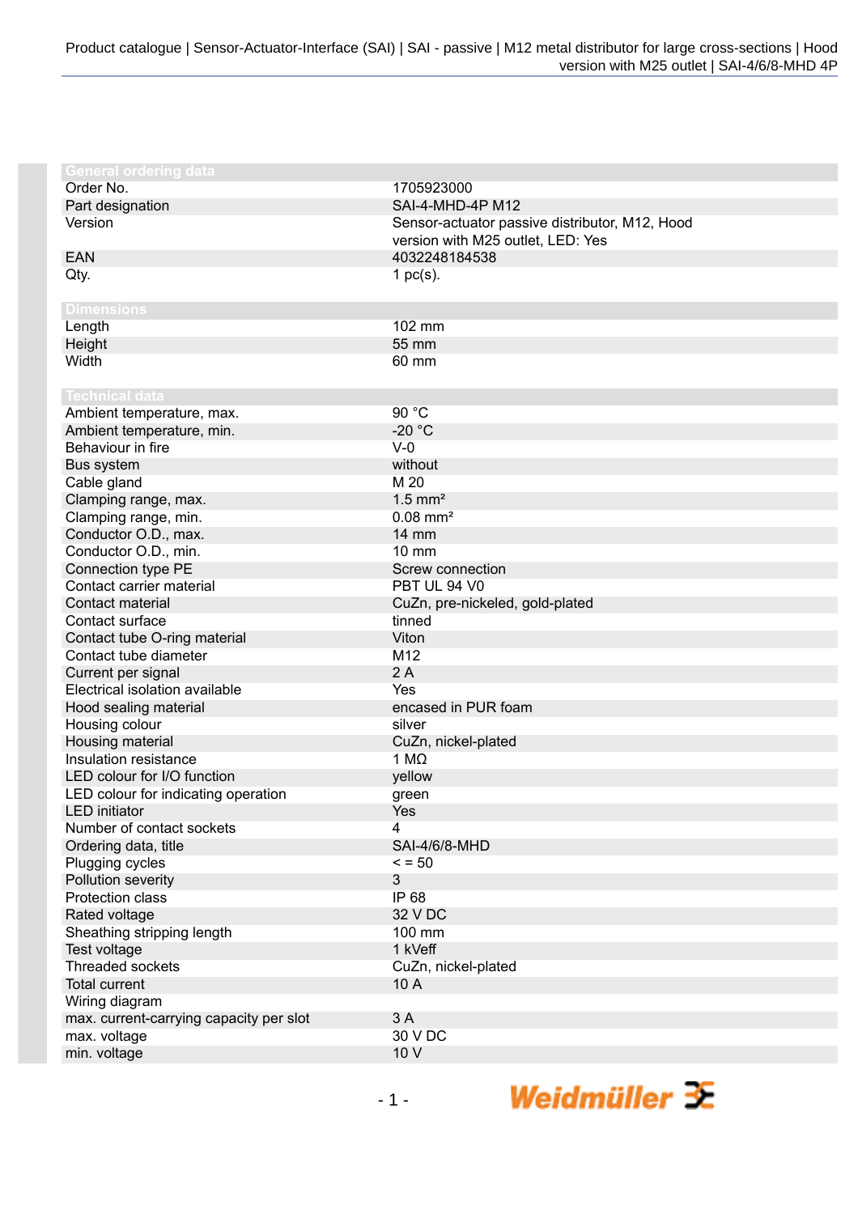## General ordering data

| | |
|---|---|
| Order No. | 1705923000 |
| Part designation | SAI-4-MHD-4P M12 |
| Version | Sensor-actuator passive distributor, M12, Hood version with M25 outlet, LED: Yes |
| EAN | 4032248184538 |
| Qty. | 1 pc(s). |

## Dimensions

| | |
|---|---|
| Length | 102 mm |
| Height | 55 mm |
| Width | 60 mm |

## Technical data

| | |
|---|---|
| Ambient temperature, max. | 90 °C |
| Ambient temperature, min. | -20 °C |
| Behaviour in fire | V-0 |
| Bus system | without |
| Cable gland | M 20 |
| Clamping range, max. | 1.5 mm² |
| Clamping range, min. | 0.08 mm² |
| Conductor O.D., max. | 14 mm |
| Conductor O.D., min. | 10 mm |
| Connection type PE | Screw connection |
| Contact carrier material | PBT UL 94 V0 |
| Contact material | CuZn, pre-nickeled, gold-plated |
| Contact surface | tinned |
| Contact tube O-ring material | Viton |
| Contact tube diameter | M12 |
| Current per signal | 2 A |
| Electrical isolation available | Yes |
| Hood sealing material | encased in PUR foam |
| Housing colour | silver |
| Housing material | CuZn, nickel-plated |
| Insulation resistance | 1 MΩ |
| LED colour for I/O function | yellow |
| LED colour for indicating operation | green |
| LED initiator | Yes |
| Number of contact sockets | 4 |
| Ordering data, title | SAI-4/6/8-MHD |
| Plugging cycles | < = 50 |
| Pollution severity | 3 |
| Protection class | IP 68 |
| Rated voltage | 32 V DC |
| Sheathing stripping length | 100 mm |
| Test voltage | 1 kVeff |
| Threaded sockets | CuZn, nickel-plated |
| Total current | 10 A |
| Wiring diagram | |
| max. current-carrying capacity per slot | 3 A |
| max. voltage | 30 V DC |
| min. voltage | 10 V |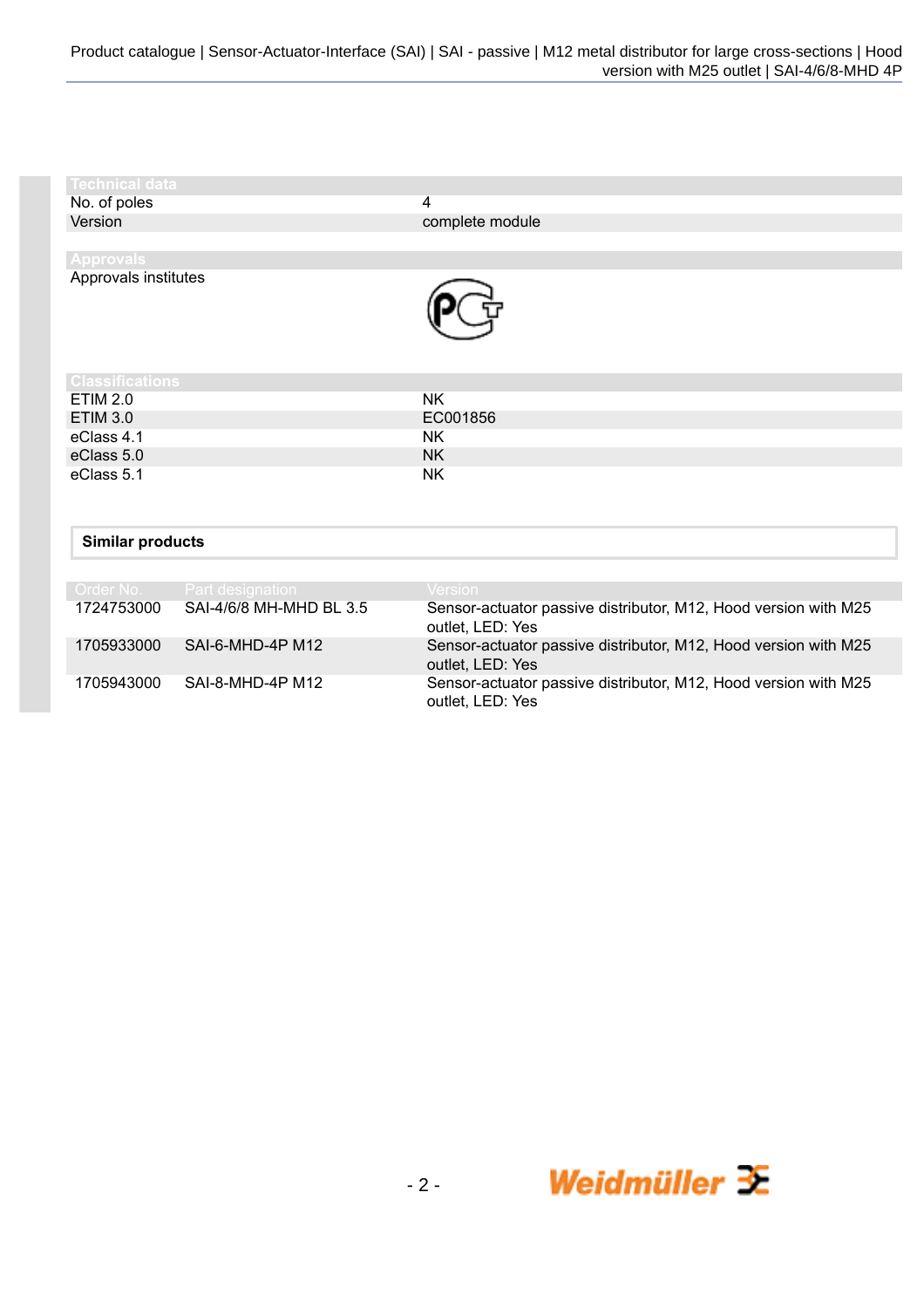## Technical data

| | |
|---|---|
| No. of poles | 4 |
| Version | complete module |

## Approvals

| | |
|---|---|
| Approvals institutes | |

## Classifications

| | |
|---|---|
| ETIM 2.0 | NK |
| ETIM 3.0 | EC001856 |
| eClass 4.1 | NK |
| eClass 5.0 | NK |
| eClass 5.1 | NK |

## Similar products

| Order No. | Part designation | Version |
|---|---|---|
| 1724753000 | SAI-4/6/8 MH-MHD BL 3.5 | Sensor-actuator passive distributor, M12, Hood version with M25 outlet, LED: Yes |
| 1705933000 | SAI-6-MHD-4P M12 | Sensor-actuator passive distributor, M12, Hood version with M25 outlet, LED: Yes |
| 1705943000 | SAI-8-MHD-4P M12 | Sensor-actuator passive distributor, M12, Hood version with M25 outlet, LED: Yes |